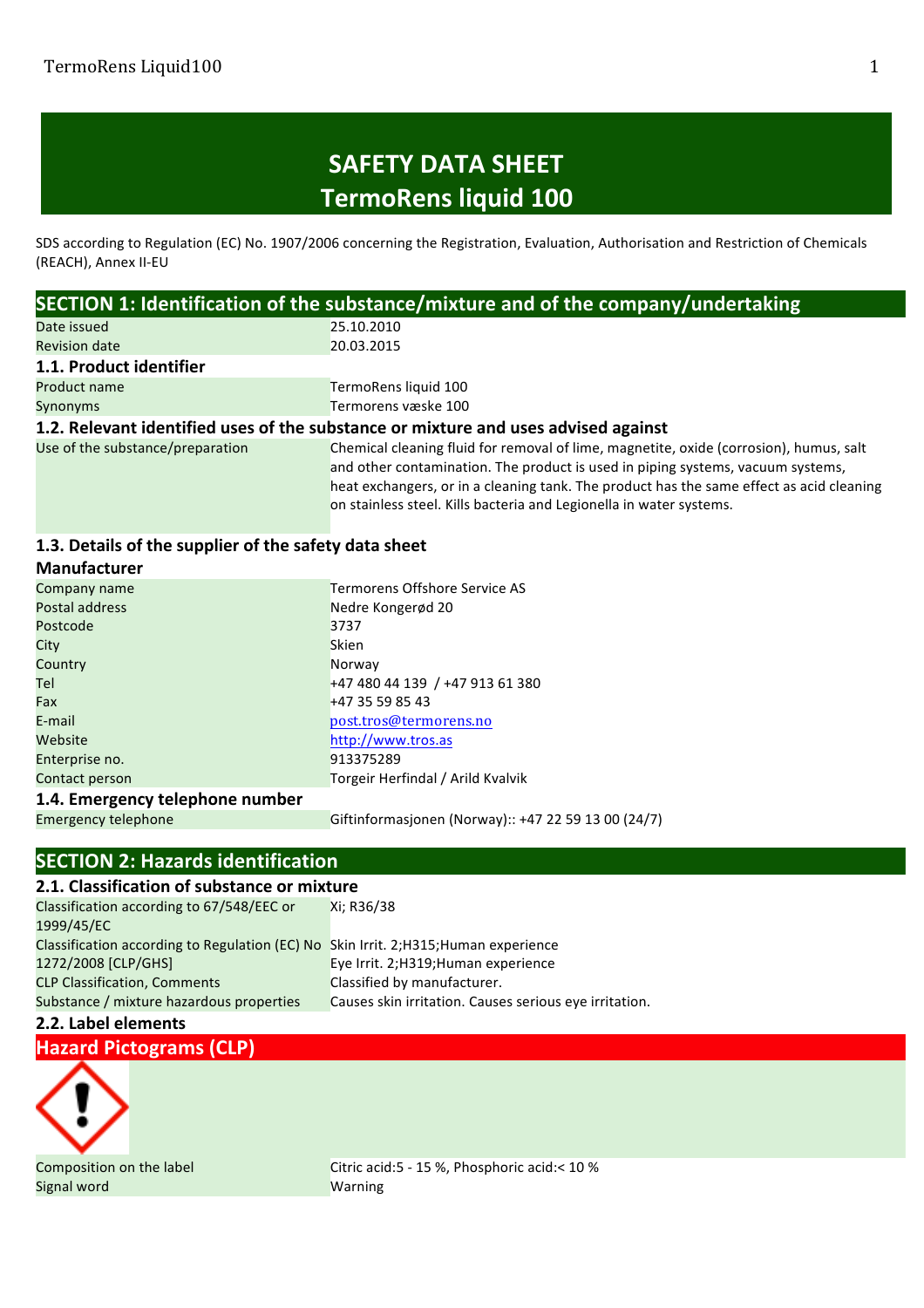# SAFETY DATA SHEET
# TermoRens liquid 100

SDS according to Regulation (EC) No. 1907/2006 concerning the Registration, Evaluation, Authorisation and Restriction of Chemicals (REACH), Annex II-EU

## SECTION 1: Identification of the substance/mixture and of the company/undertaking

| | |
|---|---|
| Date issued | 25.10.2010 |
| Revision date | 20.03.2015 |

### 1.1. Product identifier

| | |
|---|---|
| Product name | TermoRens liquid 100 |
| Synonyms | Termorens væske 100 |

### 1.2. Relevant identified uses of the substance or mixture and uses advised against

| | |
|---|---|
| Use of the substance/preparation | Chemical cleaning fluid for removal of lime, magnetite, oxide (corrosion), humus, salt and other contamination. The product is used in piping systems, vacuum systems, heat exchangers, or in a cleaning tank. The product has the same effect as acid cleaning on stainless steel. Kills bacteria and Legionella in water systems. |

### 1.3. Details of the supplier of the safety data sheet

**Manufacturer**

| | |
|---|---|
| Company name | Termorens Offshore Service AS |
| Postal address | Nedre Kongerød 20 |
| Postcode | 3737 |
| City | Skien |
| Country | Norway |
| Tel | +47 480 44 139 / +47 913 61 380 |
| Fax | +47 35 59 85 43 |
| E-mail | post.tros@termorens.no |
| Website | http://www.tros.as |
| Enterprise no. | 913375289 |
| Contact person | Torgeir Herfindal / Arild Kvalvik |

### 1.4. Emergency telephone number

| | |
|---|---|
| Emergency telephone | Giftinformasjonen (Norway):: +47 22 59 13 00 (24/7) |

## SECTION 2: Hazards identification

### 2.1. Classification of substance or mixture

| | |
|---|---|
| Classification according to 67/548/EEC or 1999/45/EC | Xi; R36/38 |
| Classification according to Regulation (EC) No 1272/2008 [CLP/GHS] | Skin Irrit. 2;H315;Human experience<br>Eye Irrit. 2;H319;Human experience |
| CLP Classification, Comments | Classified by manufacturer. |
| Substance / mixture hazardous properties | Causes skin irritation. Causes serious eye irritation. |

### 2.2. Label elements

**Hazard Pictograms (CLP)**

| | |
|---|---|
| Composition on the label | Citric acid:5 - 15 %, Phosphoric acid:< 10 % |
| Signal word | Warning |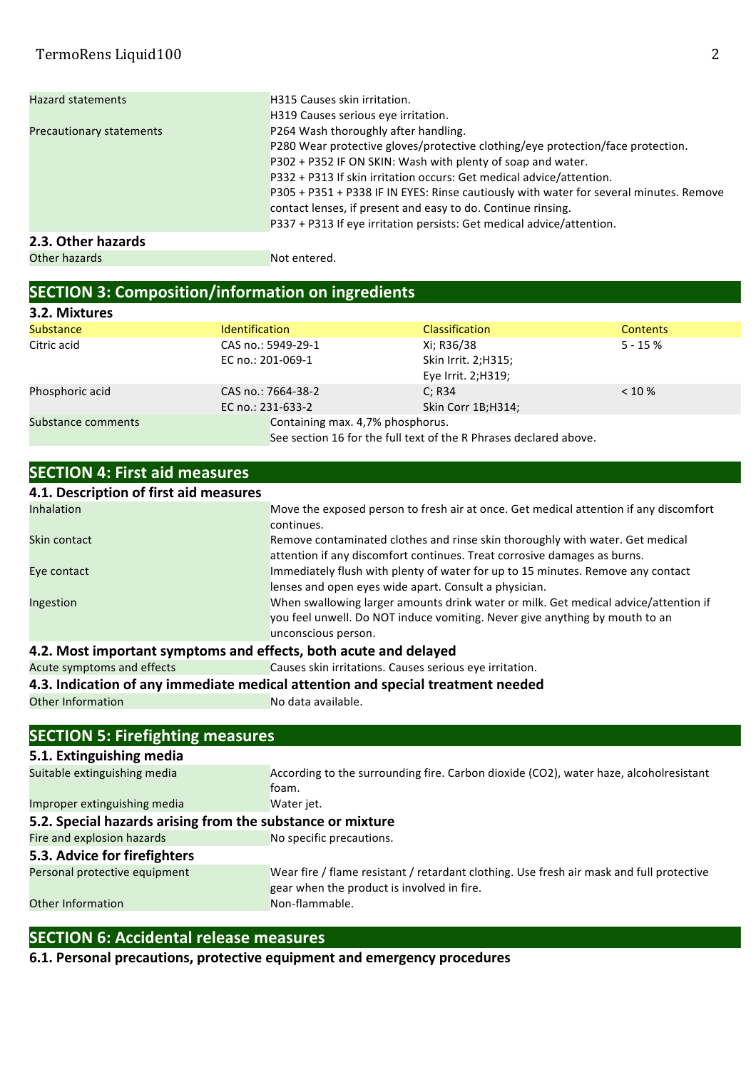| | |
|---|---|
| Hazard statements | H315 Causes skin irritation.<br>H319 Causes serious eye irritation. |
| Precautionary statements | P264 Wash thoroughly after handling.<br>P280 Wear protective gloves/protective clothing/eye protection/face protection.<br>P302 + P352 IF ON SKIN: Wash with plenty of soap and water.<br>P332 + P313 If skin irritation occurs: Get medical advice/attention.<br>P305 + P351 + P338 IF IN EYES: Rinse cautiously with water for several minutes. Remove contact lenses, if present and easy to do. Continue rinsing.<br>P337 + P313 If eye irritation persists: Get medical advice/attention. |

### 2.3. Other hazards

| | |
|---|---|
| Other hazards | Not entered. |

## SECTION 3: Composition/information on ingredients

### 3.2. Mixtures

| Substance | Identification | Classification | Contents |
|---|---|---|---|
| Citric acid | CAS no.: 5949-29-1<br>EC no.: 201-069-1 | Xi; R36/38<br>Skin Irrit. 2;H315;<br>Eye Irrit. 2;H319; | 5 - 15 % |
| Phosphoric acid | CAS no.: 7664-38-2<br>EC no.: 231-633-2 | C; R34<br>Skin Corr 1B;H314; | < 10 % |

| | |
|---|---|
| Substance comments | Containing max. 4,7% phosphorus.<br>See section 16 for the full text of the R Phrases declared above. |

## SECTION 4: First aid measures

### 4.1. Description of first aid measures

| | |
|---|---|
| Inhalation | Move the exposed person to fresh air at once. Get medical attention if any discomfort continues. |
| Skin contact | Remove contaminated clothes and rinse skin thoroughly with water. Get medical attention if any discomfort continues. Treat corrosive damages as burns. |
| Eye contact | Immediately flush with plenty of water for up to 15 minutes. Remove any contact lenses and open eyes wide apart. Consult a physician. |
| Ingestion | When swallowing larger amounts drink water or milk. Get medical advice/attention if you feel unwell. Do NOT induce vomiting. Never give anything by mouth to an unconscious person. |

### 4.2. Most important symptoms and effects, both acute and delayed

| | |
|---|---|
| Acute symptoms and effects | Causes skin irritations. Causes serious eye irritation. |

### 4.3. Indication of any immediate medical attention and special treatment needed

| | |
|---|---|
| Other Information | No data available. |

## SECTION 5: Firefighting measures

### 5.1. Extinguishing media

| | |
|---|---|
| Suitable extinguishing media | According to the surrounding fire. Carbon dioxide ($CO_2$), water haze, alcoholresistant foam. |
| Improper extinguishing media | Water jet. |

### 5.2. Special hazards arising from the substance or mixture

| | |
|---|---|
| Fire and explosion hazards | No specific precautions. |

### 5.3. Advice for firefighters

| | |
|---|---|
| Personal protective equipment | Wear fire / flame resistant / retardant clothing. Use fresh air mask and full protective gear when the product is involved in fire. |
| Other Information | Non-flammable. |

## SECTION 6: Accidental release measures

### 6.1. Personal precautions, protective equipment and emergency procedures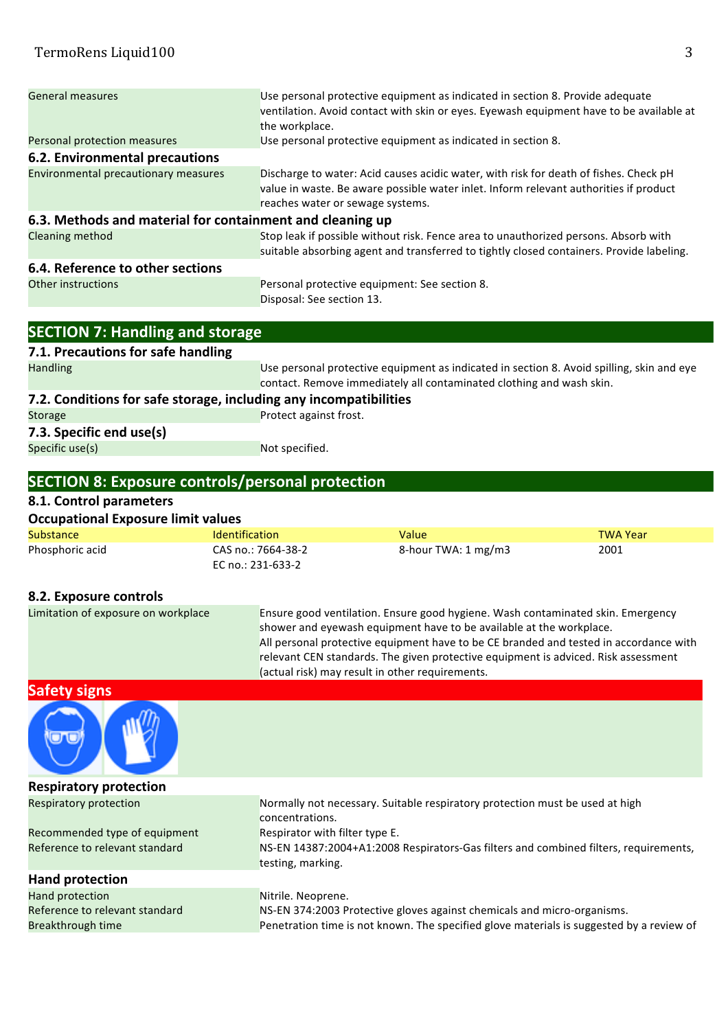| | |
|---|---|
| General measures | Use personal protective equipment as indicated in section 8. Provide adequate ventilation. Avoid contact with skin or eyes. Eyewash equipment have to be available at the workplace. |
| Personal protection measures | Use personal protective equipment as indicated in section 8. |

### 6.2. Environmental precautions

| | |
|---|---|
| Environmental precautionary measures | Discharge to water: Acid causes acidic water, with risk for death of fishes. Check pH value in waste. Be aware possible water inlet. Inform relevant authorities if product reaches water or sewage systems. |

### 6.3. Methods and material for containment and cleaning up

| | |
|---|---|
| Cleaning method | Stop leak if possible without risk. Fence area to unauthorized persons. Absorb with suitable absorbing agent and transferred to tightly closed containers. Provide labeling. |

### 6.4. Reference to other sections

| | |
|---|---|
| Other instructions | Personal protective equipment: See section 8.<br>Disposal: See section 13. |

## SECTION 7: Handling and storage

### 7.1. Precautions for safe handling

| | |
|---|---|
| Handling | Use personal protective equipment as indicated in section 8. Avoid spilling, skin and eye contact. Remove immediately all contaminated clothing and wash skin. |

### 7.2. Conditions for safe storage, including any incompatibilities

| | |
|---|---|
| Storage | Protect against frost. |

### 7.3. Specific end use(s)

| | |
|---|---|
| Specific use(s) | Not specified. |

## SECTION 8: Exposure controls/personal protection

### 8.1. Control parameters

**Occupational Exposure limit values**

| Substance | Identification | Value | TWA Year |
|---|---|---|---|
| Phosphoric acid | CAS no.: 7664-38-2<br>EC no.: 231-633-2 | 8-hour TWA: 1 mg/m3 | 2001 |

### 8.2. Exposure controls

| | |
|---|---|
| Limitation of exposure on workplace | Ensure good ventilation. Ensure good hygiene. Wash contaminated skin. Emergency shower and eyewash equipment have to be available at the workplace.<br>All personal protective equipment have to be CE branded and tested in accordance with relevant CEN standards. The given protective equipment is adviced. Risk assessment (actual risk) may result in other requirements. |

**Safety signs**

**Respiratory protection**

| | |
|---|---|
| Respiratory protection | Normally not necessary. Suitable respiratory protection must be used at high concentrations. |
| Recommended type of equipment | Respirator with filter type E. |
| Reference to relevant standard | NS-EN 14387:2004+A1:2008 Respirators-Gas filters and combined filters, requirements, testing, marking. |

**Hand protection**

| | |
|---|---|
| Hand protection | Nitrile. Neoprene. |
| Reference to relevant standard | NS-EN 374:2003 Protective gloves against chemicals and micro-organisms. |
| Breakthrough time | Penetration time is not known. The specified glove materials is suggested by a review of |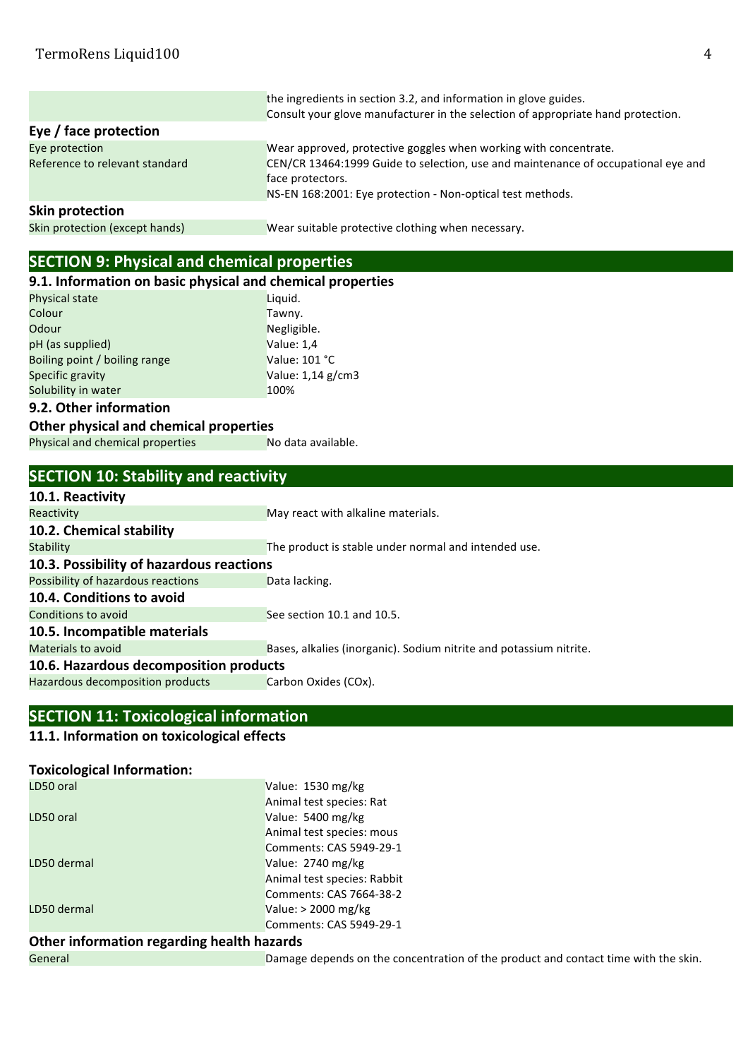| | |
|---|---|
| | the ingredients in section 3.2, and information in glove guides. Consult your glove manufacturer in the selection of appropriate hand protection. |

**Eye / face protection**

| | |
|---|---|
| Eye protection | Wear approved, protective goggles when working with concentrate. |
| Reference to relevant standard | CEN/CR 13464:1999 Guide to selection, use and maintenance of occupational eye and face protectors. NS-EN 168:2001: Eye protection - Non-optical test methods. |

**Skin protection**

| | |
|---|---|
| Skin protection (except hands) | Wear suitable protective clothing when necessary. |

## SECTION 9: Physical and chemical properties

### 9.1. Information on basic physical and chemical properties

| | |
|---|---|
| Physical state | Liquid. |
| Colour | Tawny. |
| Odour | Negligible. |
| pH (as supplied) | Value: 1,4 |
| Boiling point / boiling range | Value: 101 °C |
| Specific gravity | Value: 1,14 g/cm3 |
| Solubility in water | 100% |

### 9.2. Other information

**Other physical and chemical properties**

| | |
|---|---|
| Physical and chemical properties | No data available. |

## SECTION 10: Stability and reactivity

### 10.1. Reactivity

| | |
|---|---|
| Reactivity | May react with alkaline materials. |

### 10.2. Chemical stability

| | |
|---|---|
| Stability | The product is stable under normal and intended use. |

### 10.3. Possibility of hazardous reactions

| | |
|---|---|
| Possibility of hazardous reactions | Data lacking. |

### 10.4. Conditions to avoid

| | |
|---|---|
| Conditions to avoid | See section 10.1 and 10.5. |

### 10.5. Incompatible materials

| | |
|---|---|
| Materials to avoid | Bases, alkalies (inorganic). Sodium nitrite and potassium nitrite. |

### 10.6. Hazardous decomposition products

| | |
|---|---|
| Hazardous decomposition products | Carbon Oxides (COx). |

## SECTION 11: Toxicological information

### 11.1. Information on toxicological effects

**Toxicological Information:**

| | |
|---|---|
| LD50 oral | Value: 1530 mg/kg<br>Animal test species: Rat |
| LD50 oral | Value: 5400 mg/kg<br>Animal test species: mous<br>Comments: CAS 5949-29-1 |
| LD50 dermal | Value: 2740 mg/kg<br>Animal test species: Rabbit<br>Comments: CAS 7664-38-2 |
| LD50 dermal | Value: > 2000 mg/kg<br>Comments: CAS 5949-29-1 |

**Other information regarding health hazards**

| | |
|---|---|
| General | Damage depends on the concentration of the product and contact time with the skin. |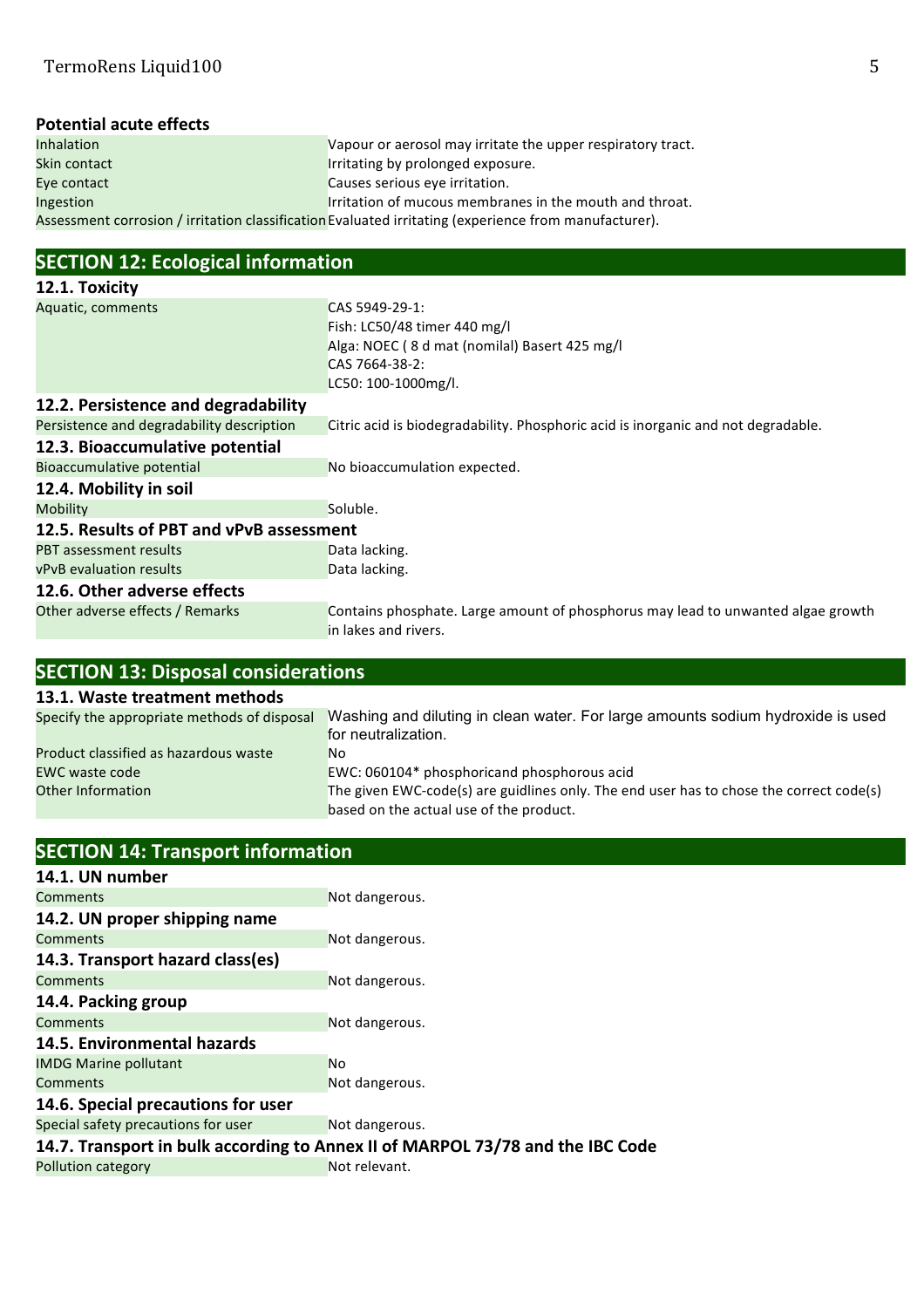### Potential acute effects

| | |
|---|---|
| Inhalation | Vapour or aerosol may irritate the upper respiratory tract. |
| Skin contact | Irritating by prolonged exposure. |
| Eye contact | Causes serious eye irritation. |
| Ingestion | Irritation of mucous membranes in the mouth and throat. |
| Assessment corrosion / irritation classification | Evaluated irritating (experience from manufacturer). |

## SECTION 12: Ecological information

### 12.1. Toxicity

| | |
|---|---|
| Aquatic, comments | CAS 5949-29-1:<br>Fish: LC50/48 timer 440 mg/l<br>Alga: NOEC ( 8 d mat (nomilal) Basert 425 mg/l<br>CAS 7664-38-2:<br>LC50: 100-1000mg/l. |

### 12.2. Persistence and degradability

| | |
|---|---|
| Persistence and degradability description | Citric acid is biodegradability. Phosphoric acid is inorganic and not degradable. |

### 12.3. Bioaccumulative potential

| | |
|---|---|
| Bioaccumulative potential | No bioaccumulation expected. |

### 12.4. Mobility in soil

| | |
|---|---|
| Mobility | Soluble. |

### 12.5. Results of PBT and vPvB assessment

| | |
|---|---|
| PBT assessment results | Data lacking. |
| vPvB evaluation results | Data lacking. |

### 12.6. Other adverse effects

| | |
|---|---|
| Other adverse effects / Remarks | Contains phosphate. Large amount of phosphorus may lead to unwanted algae growth in lakes and rivers. |

## SECTION 13: Disposal considerations

### 13.1. Waste treatment methods

| | |
|---|---|
| Specify the appropriate methods of disposal | Washing and diluting in clean water. For large amounts sodium hydroxide is used for neutralization. |
| Product classified as hazardous waste | No |
| EWC waste code | EWC: 060104* phosphoricand phosphorous acid |
| Other Information | The given EWC-code(s) are guidlines only. The end user has to chose the correct code(s) based on the actual use of the product. |

## SECTION 14: Transport information

### 14.1. UN number

| | |
|---|---|
| Comments | Not dangerous. |

### 14.2. UN proper shipping name

| | |
|---|---|
| Comments | Not dangerous. |

### 14.3. Transport hazard class(es)

| | |
|---|---|
| Comments | Not dangerous. |

### 14.4. Packing group

| | |
|---|---|
| Comments | Not dangerous. |

### 14.5. Environmental hazards

| | |
|---|---|
| IMDG Marine pollutant | No |
| Comments | Not dangerous. |

### 14.6. Special precautions for user

| | |
|---|---|
| Special safety precautions for user | Not dangerous. |

### 14.7. Transport in bulk according to Annex II of MARPOL 73/78 and the IBC Code

| | |
|---|---|
| Pollution category | Not relevant. |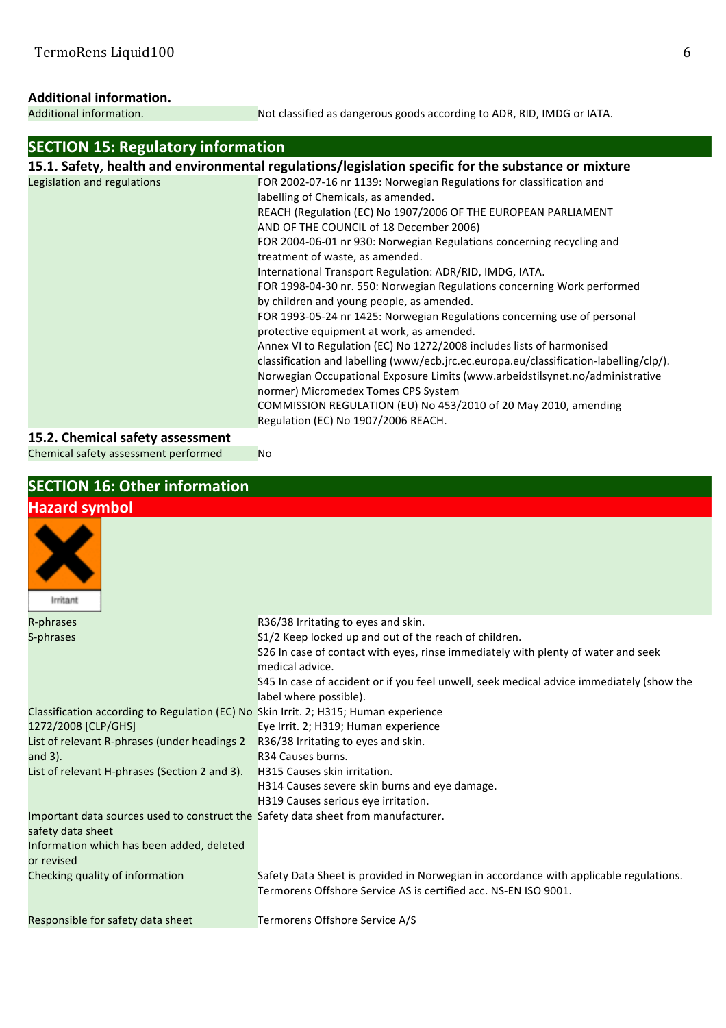**Additional information.**

| | |
|---|---|
| Additional information. | Not classified as dangerous goods according to ADR, RID, IMDG or IATA. |

## SECTION 15: Regulatory information

### 15.1. Safety, health and environmental regulations/legislation specific for the substance or mixture

| | |
|---|---|
| Legislation and regulations | FOR 2002-07-16 nr 1139: Norwegian Regulations for classification and labelling of Chemicals, as amended.<br>REACH (Regulation (EC) No 1907/2006 OF THE EUROPEAN PARLIAMENT AND OF THE COUNCIL of 18 December 2006)<br>FOR 2004-06-01 nr 930: Norwegian Regulations concerning recycling and treatment of waste, as amended.<br>International Transport Regulation: ADR/RID, IMDG, IATA.<br>FOR 1998-04-30 nr. 550: Norwegian Regulations concerning Work performed by children and young people, as amended.<br>FOR 1993-05-24 nr 1425: Norwegian Regulations concerning use of personal protective equipment at work, as amended.<br>Annex VI to Regulation (EC) No 1272/2008 includes lists of harmonised classification and labelling (www/ecb.jrc.ec.europa.eu/classification-labelling/clp/).<br>Norwegian Occupational Exposure Limits (www.arbeidstilsynet.no/administrative normer) Micromedex Tomes CPS System<br>COMMISSION REGULATION (EU) No 453/2010 of 20 May 2010, amending Regulation (EC) No 1907/2006 REACH. |

### 15.2. Chemical safety assessment

| | |
|---|---|
| Chemical safety assessment performed | No |

## SECTION 16: Other information

### Hazard symbol

Irritant

| | |
|---|---|
| R-phrases | R36/38 Irritating to eyes and skin. |
| S-phrases | S1/2 Keep locked up and out of the reach of children.<br>S26 In case of contact with eyes, rinse immediately with plenty of water and seek medical advice.<br>S45 In case of accident or if you feel unwell, seek medical advice immediately (show the label where possible). |
| Classification according to Regulation (EC) No 1272/2008 [CLP/GHS] | Skin Irrit. 2; H315; Human experience<br>Eye Irrit. 2; H319; Human experience |
| List of relevant R-phrases (under headings 2 and 3). | R36/38 Irritating to eyes and skin.<br>R34 Causes burns. |
| List of relevant H-phrases (Section 2 and 3). | H315 Causes skin irritation.<br>H314 Causes severe skin burns and eye damage.<br>H319 Causes serious eye irritation. |
| Important data sources used to construct the safety data sheet | Safety data sheet from manufacturer. |
| Information which has been added, deleted or revised | |
| Checking quality of information | Safety Data Sheet is provided in Norwegian in accordance with applicable regulations.<br>Termorens Offshore Service AS is certified acc. NS-EN ISO 9001. |
| Responsible for safety data sheet | Termorens Offshore Service A/S |